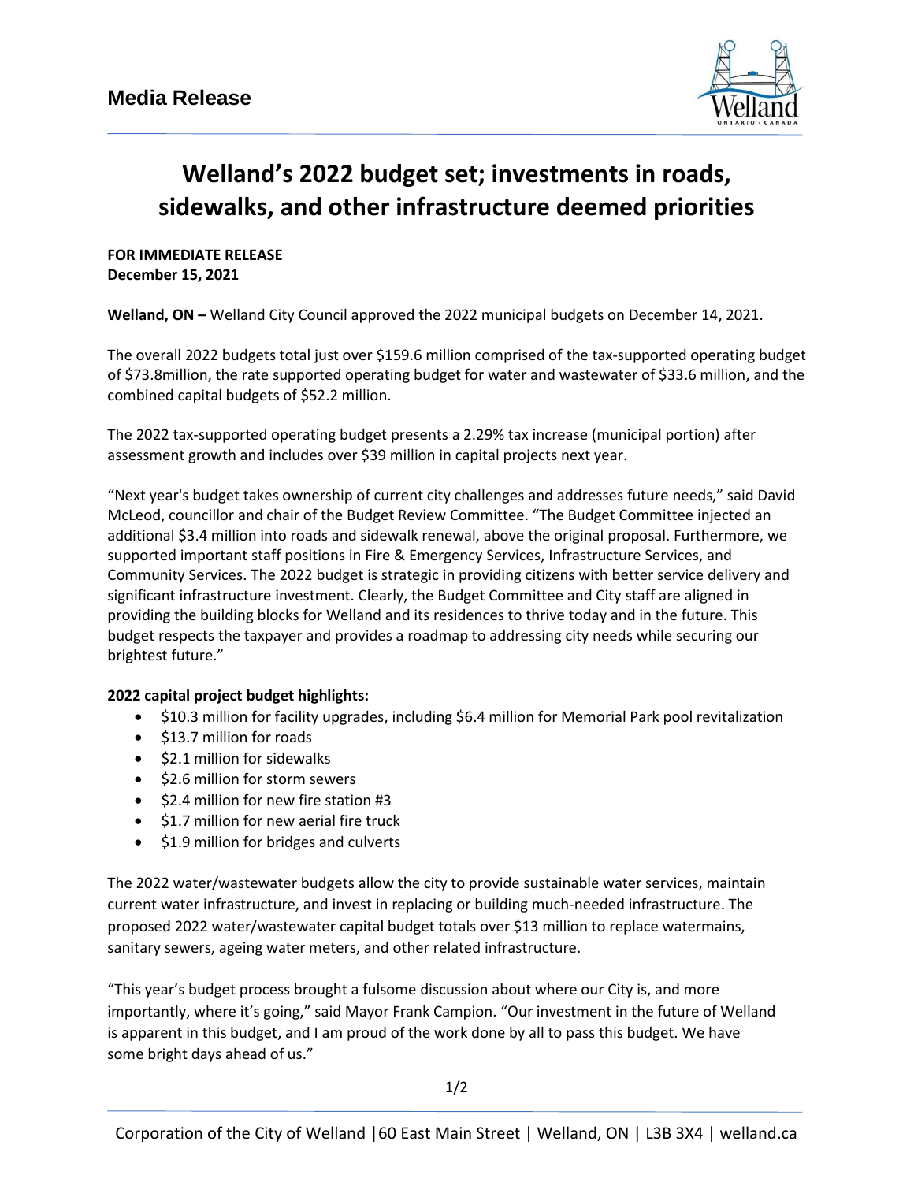**Media Release**

# Welland's 2022 budget set; investments in roads, sidewalks, and other infrastructure deemed priorities

**FOR IMMEDIATE RELEASE**
**December 15, 2021**

**Welland, ON –** Welland City Council approved the 2022 municipal budgets on December 14, 2021.

The overall 2022 budgets total just over $159.6 million comprised of the tax-supported operating budget of $73.8million, the rate supported operating budget for water and wastewater of $33.6 million, and the combined capital budgets of $52.2 million.

The 2022 tax-supported operating budget presents a 2.29% tax increase (municipal portion) after assessment growth and includes over $39 million in capital projects next year.

"Next year's budget takes ownership of current city challenges and addresses future needs," said David McLeod, councillor and chair of the Budget Review Committee. "The Budget Committee injected an additional $3.4 million into roads and sidewalk renewal, above the original proposal. Furthermore, we supported important staff positions in Fire & Emergency Services, Infrastructure Services, and Community Services. The 2022 budget is strategic in providing citizens with better service delivery and significant infrastructure investment. Clearly, the Budget Committee and City staff are aligned in providing the building blocks for Welland and its residences to thrive today and in the future. This budget respects the taxpayer and provides a roadmap to addressing city needs while securing our brightest future."

**2022 capital project budget highlights:**

- $10.3 million for facility upgrades, including $6.4 million for Memorial Park pool revitalization
- $13.7 million for roads
- $2.1 million for sidewalks
- $2.6 million for storm sewers
- $2.4 million for new fire station #3
- $1.7 million for new aerial fire truck
- $1.9 million for bridges and culverts

The 2022 water/wastewater budgets allow the city to provide sustainable water services, maintain current water infrastructure, and invest in replacing or building much-needed infrastructure. The proposed 2022 water/wastewater capital budget totals over $13 million to replace watermains, sanitary sewers, ageing water meters, and other related infrastructure.

"This year's budget process brought a fulsome discussion about where our City is, and more importantly, where it's going," said Mayor Frank Campion. "Our investment in the future of Welland is apparent in this budget, and I am proud of the work done by all to pass this budget. We have some bright days ahead of us."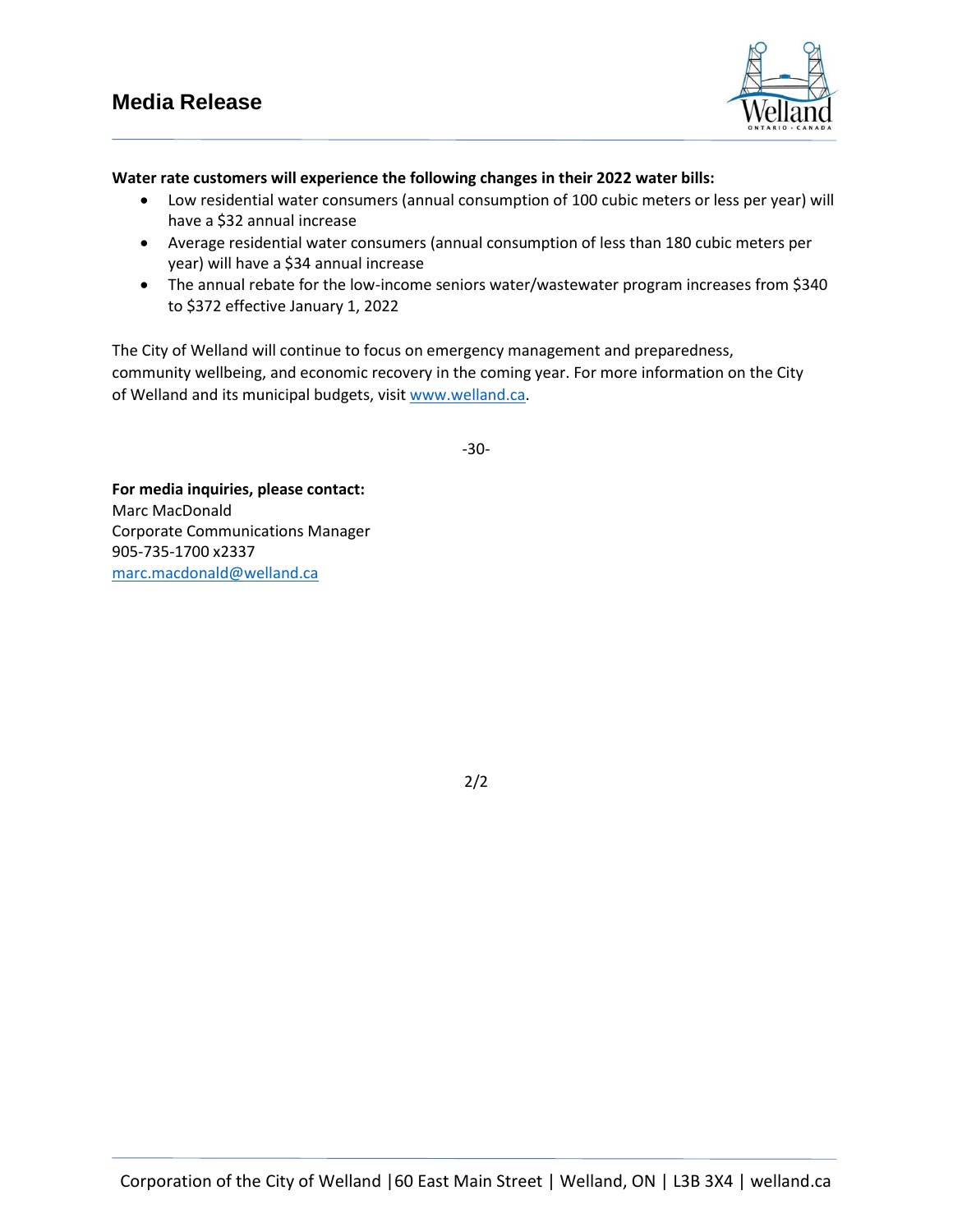**Water rate customers will experience the following changes in their 2022 water bills:**

- Low residential water consumers (annual consumption of 100 cubic meters or less per year) will have a $32 annual increase
- Average residential water consumers (annual consumption of less than 180 cubic meters per year) will have a $34 annual increase
- The annual rebate for the low-income seniors water/wastewater program increases from $340 to $372 effective January 1, 2022

The City of Welland will continue to focus on emergency management and preparedness, community wellbeing, and economic recovery in the coming year. For more information on the City of Welland and its municipal budgets, visit www.welland.ca.

-30-

**For media inquiries, please contact:**
Marc MacDonald
Corporate Communications Manager
905-735-1700 x2337
marc.macdonald@welland.ca